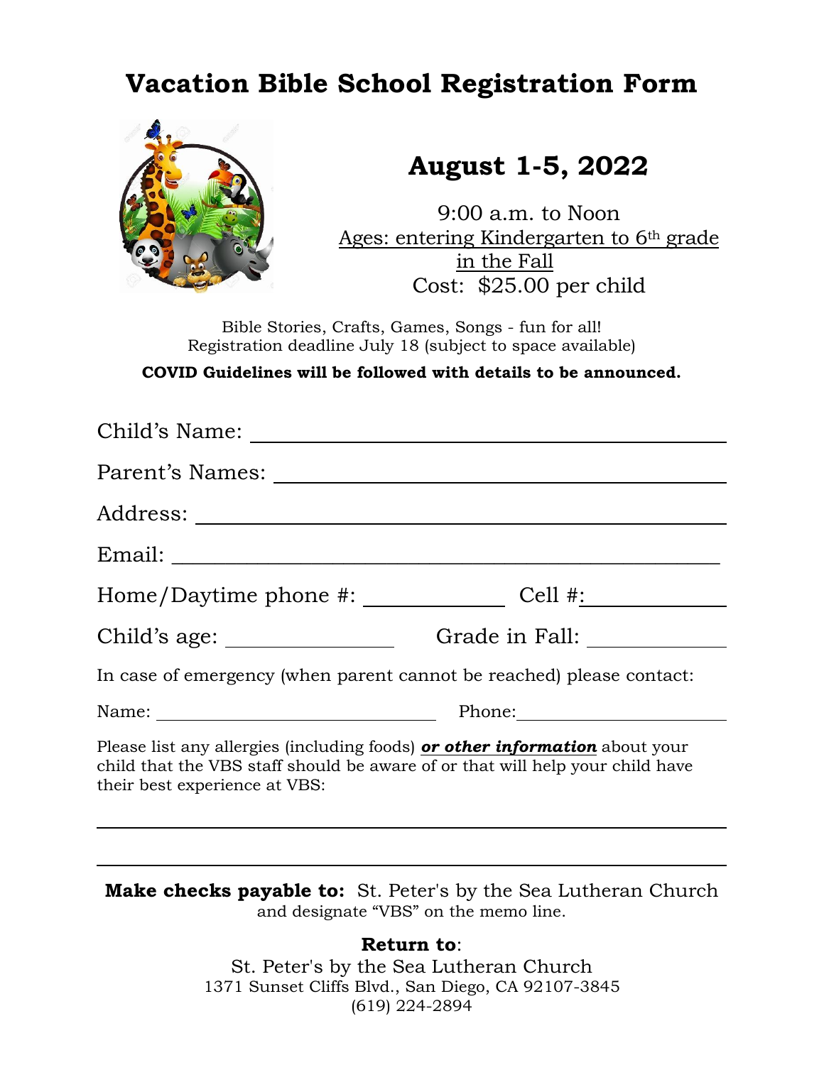# Vacation Bible School Registration Form

## August 1-5, 2022

9:00 a.m. to Noon
Ages: entering Kindergarten to 6th grade in the Fall
Cost: $25.00 per child

Bible Stories, Crafts, Games, Songs - fun for all!
Registration deadline July 18 (subject to space available)

**COVID Guidelines will be followed with details to be announced.**

Child's Name: ______________________________________________

Parent's Names: ____________________________________________

Address: __________________________________________________

Email: ____________________________________________________

Home/Daytime phone #: _____________ Cell #: _____________

Child's age: _______________ Grade in Fall: _____________

In case of emergency (when parent cannot be reached) please contact:

Name: ______________________________ Phone: ______________________

Please list any allergies (including foods) ***or other information*** about your child that the VBS staff should be aware of or that will help your child have their best experience at VBS:

_______________________________________________________________

_______________________________________________________________

**Make checks payable to:** St. Peter's by the Sea Lutheran Church and designate "VBS" on the memo line.

**Return to**:
St. Peter's by the Sea Lutheran Church
1371 Sunset Cliffs Blvd., San Diego, CA 92107-3845
(619) 224-2894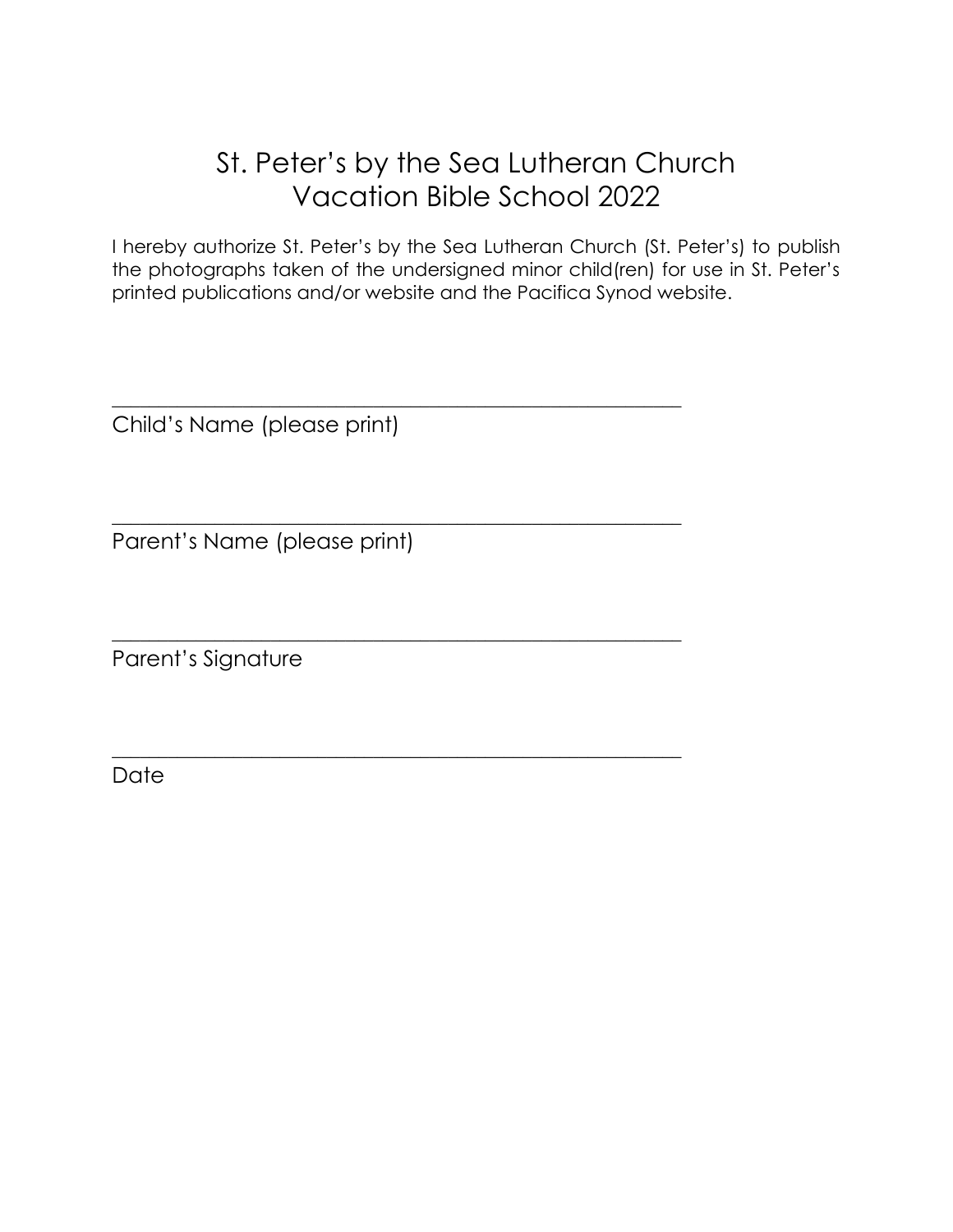# St. Peter's by the Sea Lutheran Church
# Vacation Bible School 2022

I hereby authorize St. Peter's by the Sea Lutheran Church (St. Peter's) to publish the photographs taken of the undersigned minor child(ren) for use in St. Peter's printed publications and/or website and the Pacifica Synod website.

\_\_\_\_\_\_\_\_\_\_\_\_\_\_\_\_\_\_\_\_\_\_\_\_\_\_\_\_\_\_\_\_\_\_\_\_\_\_\_\_\_\_\_\_\_\_\_\_

Child's Name (please print)

\_\_\_\_\_\_\_\_\_\_\_\_\_\_\_\_\_\_\_\_\_\_\_\_\_\_\_\_\_\_\_\_\_\_\_\_\_\_\_\_\_\_\_\_\_\_\_\_

Parent's Name (please print)

\_\_\_\_\_\_\_\_\_\_\_\_\_\_\_\_\_\_\_\_\_\_\_\_\_\_\_\_\_\_\_\_\_\_\_\_\_\_\_\_\_\_\_\_\_\_\_\_

Parent's Signature

\_\_\_\_\_\_\_\_\_\_\_\_\_\_\_\_\_\_\_\_\_\_\_\_\_\_\_\_\_\_\_\_\_\_\_\_\_\_\_\_\_\_\_\_\_\_\_\_

Date